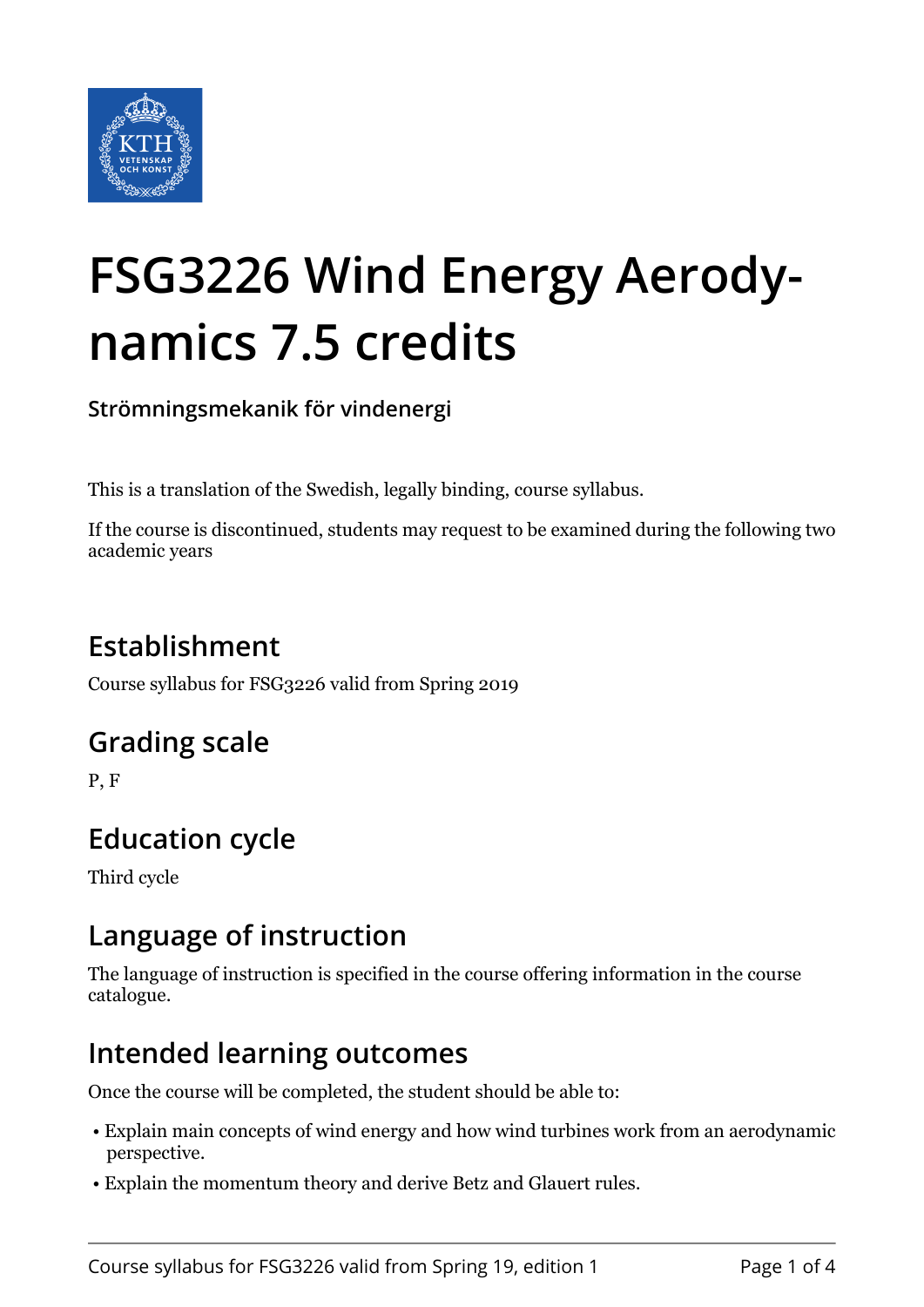# FSG3226 Wind Energy Aerodynamics 7.5 credits

**Strömningsmekanik för vindenergi**

This is a translation of the Swedish, legally binding, course syllabus.

If the course is discontinued, students may request to be examined during the following two academic years

## Establishment

Course syllabus for FSG3226 valid from Spring 2019

## Grading scale

P, F

## Education cycle

Third cycle

## Language of instruction

The language of instruction is specified in the course offering information in the course catalogue.

## Intended learning outcomes

Once the course will be completed, the student should be able to:

- Explain main concepts of wind energy and how wind turbines work from an aerodynamic perspective.
- Explain the momentum theory and derive Betz and Glauert rules.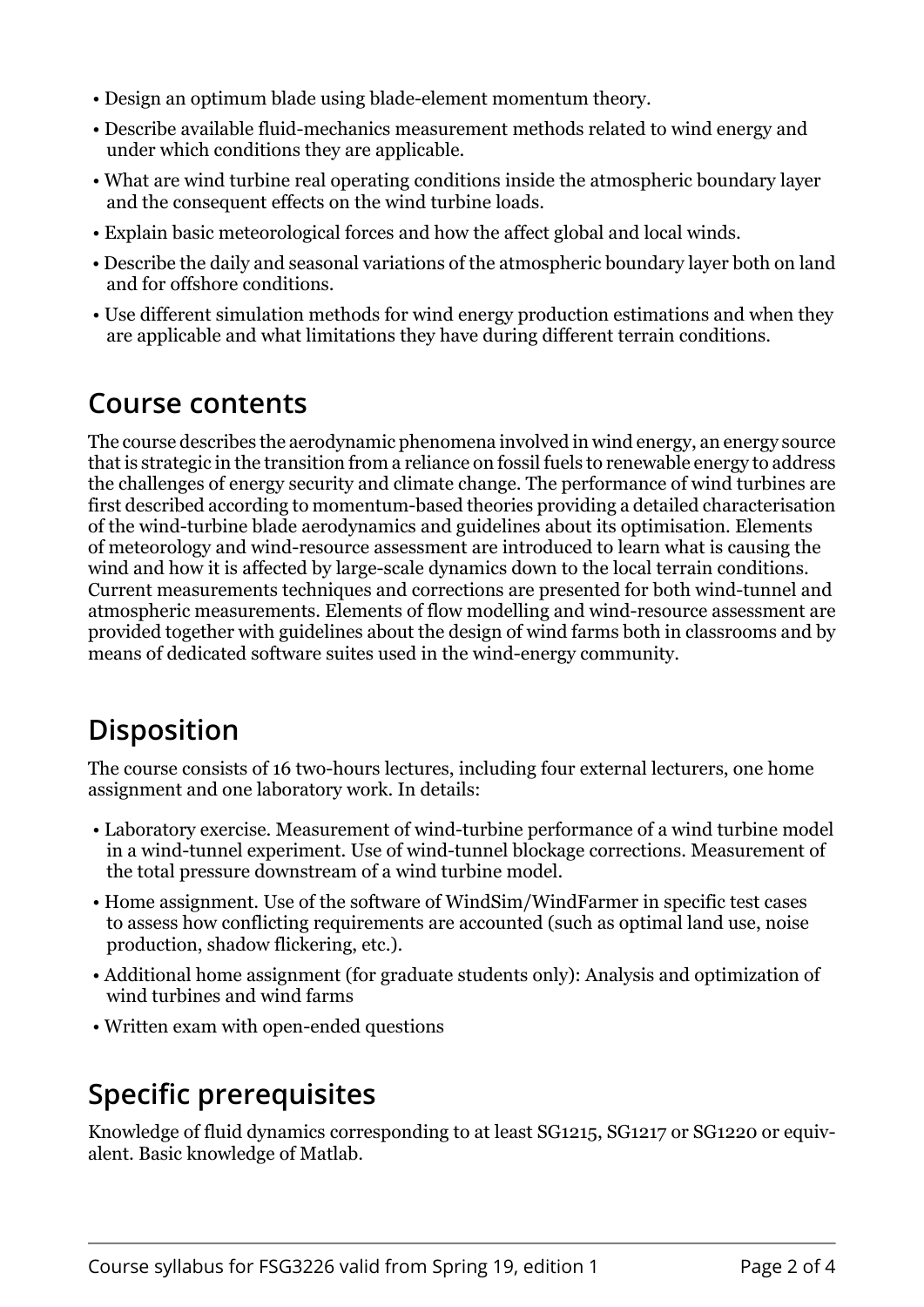- Design an optimum blade using blade-element momentum theory.
- Describe available fluid-mechanics measurement methods related to wind energy and under which conditions they are applicable.
- What are wind turbine real operating conditions inside the atmospheric boundary layer and the consequent effects on the wind turbine loads.
- Explain basic meteorological forces and how the affect global and local winds.
- Describe the daily and seasonal variations of the atmospheric boundary layer both on land and for offshore conditions.
- Use different simulation methods for wind energy production estimations and when they are applicable and what limitations they have during different terrain conditions.

## Course contents

The course describes the aerodynamic phenomena involved in wind energy, an energy source that is strategic in the transition from a reliance on fossil fuels to renewable energy to address the challenges of energy security and climate change. The performance of wind turbines are first described according to momentum-based theories providing a detailed characterisation of the wind-turbine blade aerodynamics and guidelines about its optimisation. Elements of meteorology and wind-resource assessment are introduced to learn what is causing the wind and how it is affected by large-scale dynamics down to the local terrain conditions. Current measurements techniques and corrections are presented for both wind-tunnel and atmospheric measurements. Elements of flow modelling and wind-resource assessment are provided together with guidelines about the design of wind farms both in classrooms and by means of dedicated software suites used in the wind-energy community.

## Disposition

The course consists of 16 two-hours lectures, including four external lecturers, one home assignment and one laboratory work. In details:

- Laboratory exercise. Measurement of wind-turbine performance of a wind turbine model in a wind-tunnel experiment. Use of wind-tunnel blockage corrections. Measurement of the total pressure downstream of a wind turbine model.
- Home assignment. Use of the software of WindSim/WindFarmer in specific test cases to assess how conflicting requirements are accounted (such as optimal land use, noise production, shadow flickering, etc.).
- Additional home assignment (for graduate students only): Analysis and optimization of wind turbines and wind farms
- Written exam with open-ended questions

## Specific prerequisites

Knowledge of fluid dynamics corresponding to at least SG1215, SG1217 or SG1220 or equivalent. Basic knowledge of Matlab.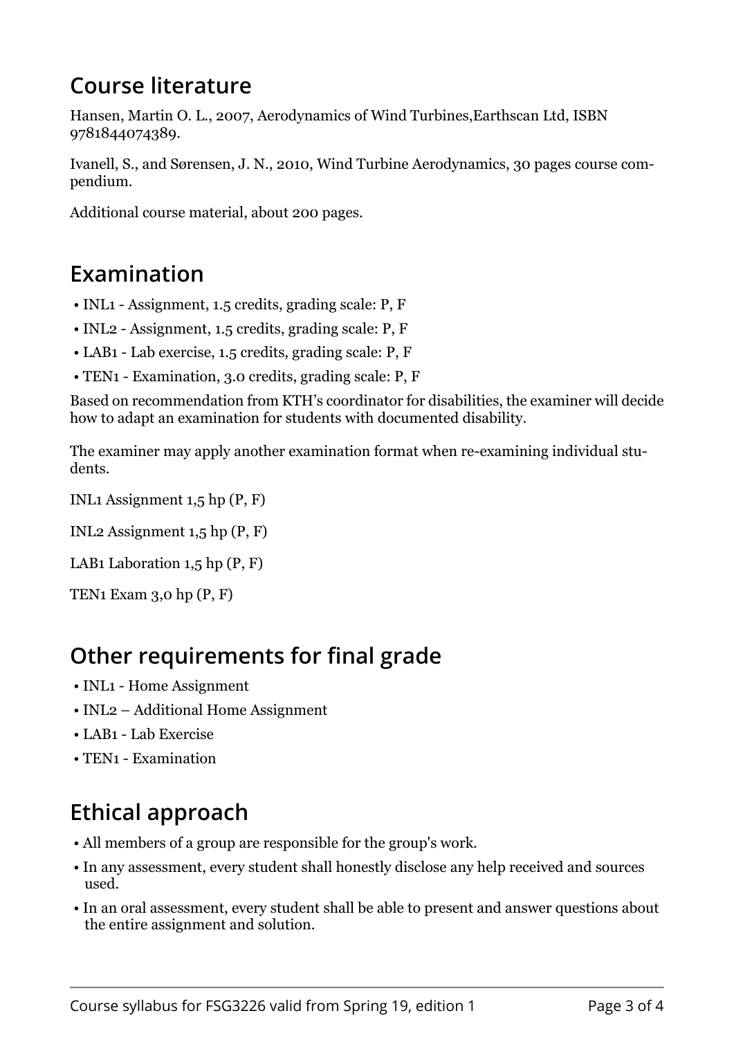## Course literature

Hansen, Martin O. L., 2007, Aerodynamics of Wind Turbines,Earthscan Ltd, ISBN 9781844074389.

Ivanell, S., and Sørensen, J. N., 2010, Wind Turbine Aerodynamics, 30 pages course compendium.

Additional course material, about 200 pages.

## Examination

- INL1 - Assignment, 1.5 credits, grading scale: P, F
- INL2 - Assignment, 1.5 credits, grading scale: P, F
- LAB1 - Lab exercise, 1.5 credits, grading scale: P, F
- TEN1 - Examination, 3.0 credits, grading scale: P, F

Based on recommendation from KTH's coordinator for disabilities, the examiner will decide how to adapt an examination for students with documented disability.

The examiner may apply another examination format when re-examining individual students.

INL1 Assignment 1,5 hp (P, F)

INL2 Assignment 1,5 hp (P, F)

LAB1 Laboration 1,5 hp (P, F)

TEN1 Exam 3,0 hp (P, F)

## Other requirements for final grade

- INL1 - Home Assignment
- INL2 – Additional Home Assignment
- LAB1 - Lab Exercise
- TEN1 - Examination

## Ethical approach

- All members of a group are responsible for the group's work.
- In any assessment, every student shall honestly disclose any help received and sources used.
- In an oral assessment, every student shall be able to present and answer questions about the entire assignment and solution.